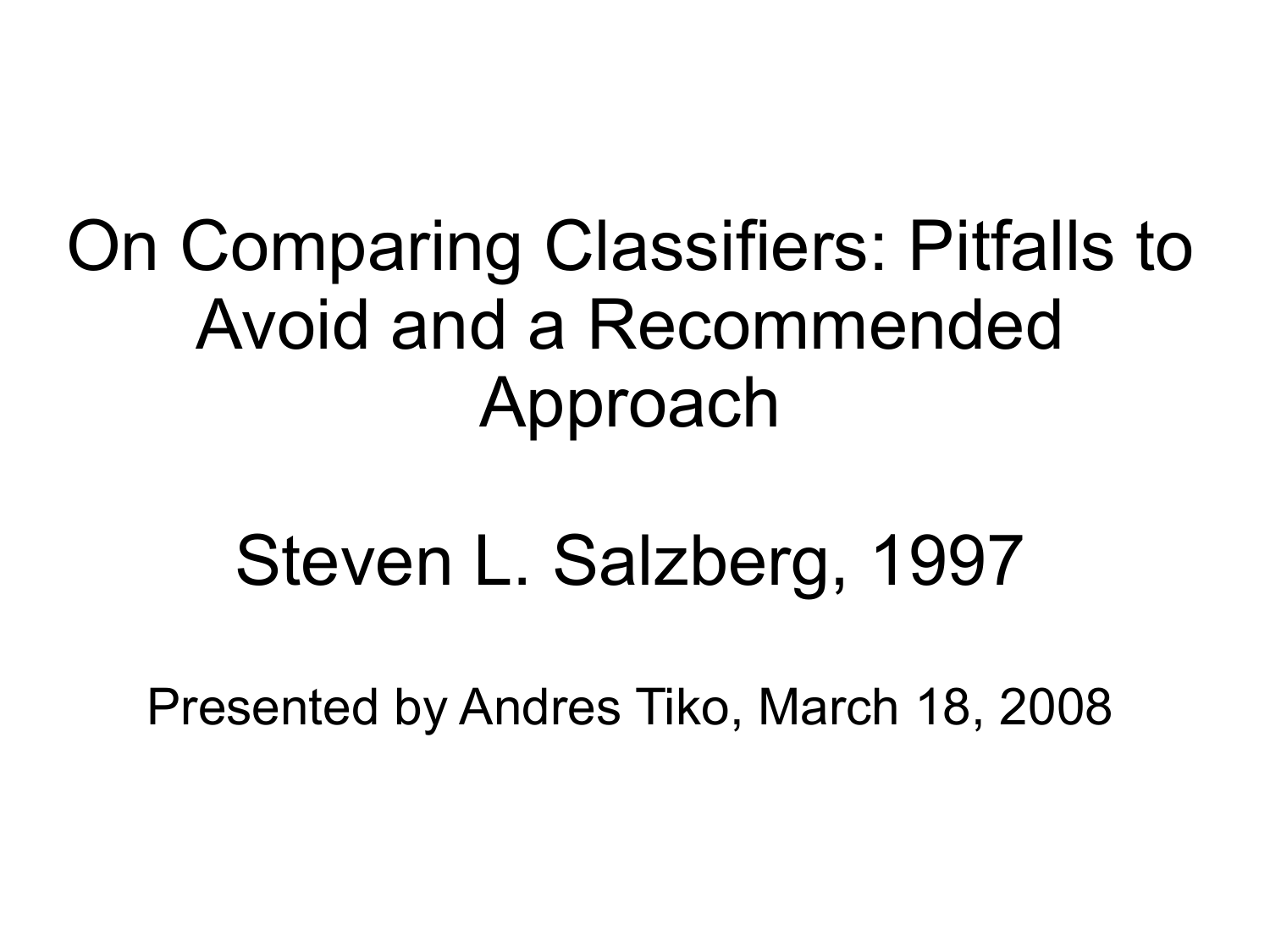# On Comparing Classifiers: Pitfalls to Avoid and a Recommended Approach

## Steven L. Salzberg, 1997

Presented by Andres Tiko, March 18, 2008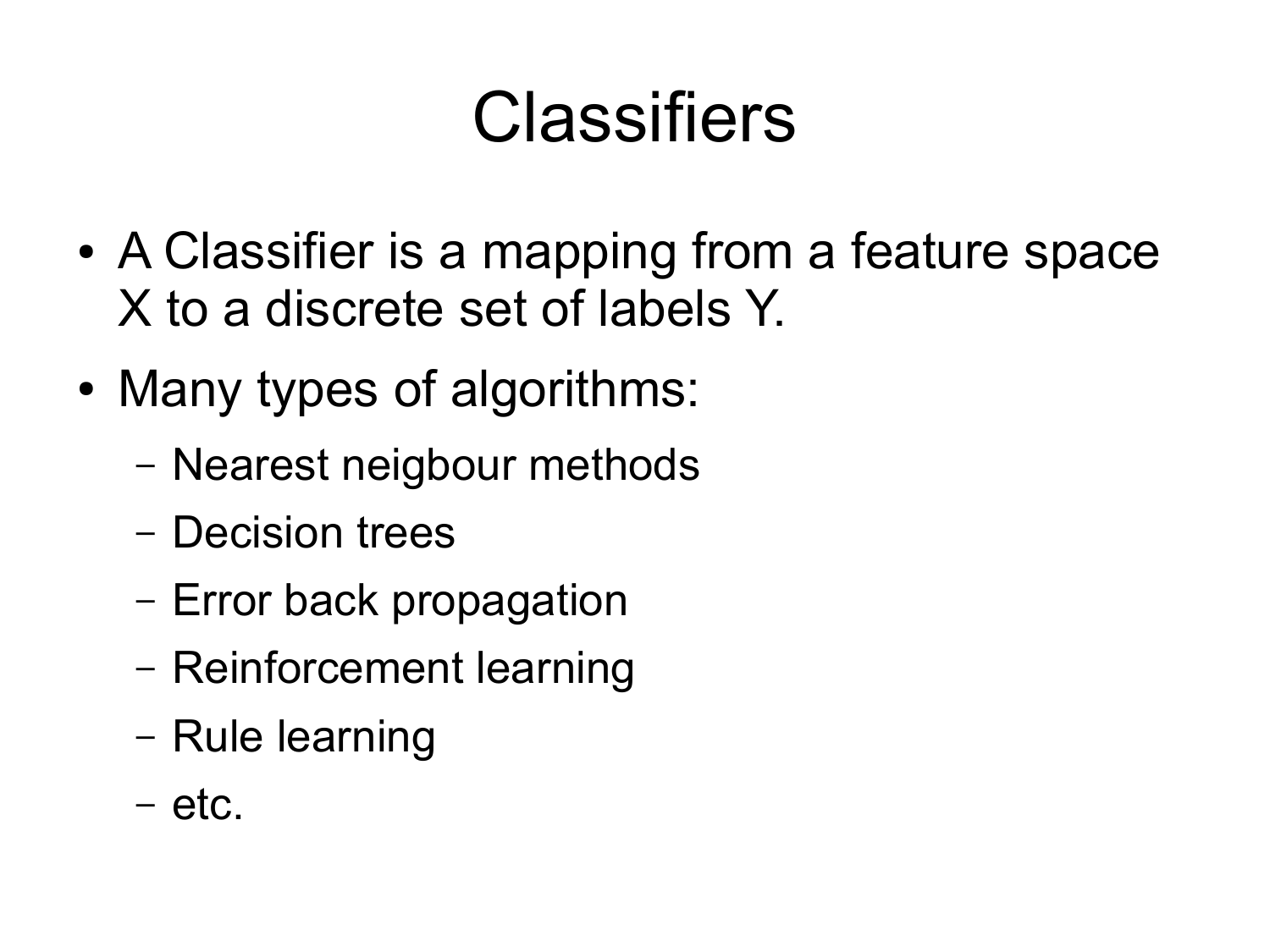# Classifiers

- A Classifier is a mapping from a feature space X to a discrete set of labels Y.
- Many types of algorithms:
  - Nearest neigbour methods
  - Decision trees
  - Error back propagation
  - Reinforcement learning
  - Rule learning
  - etc.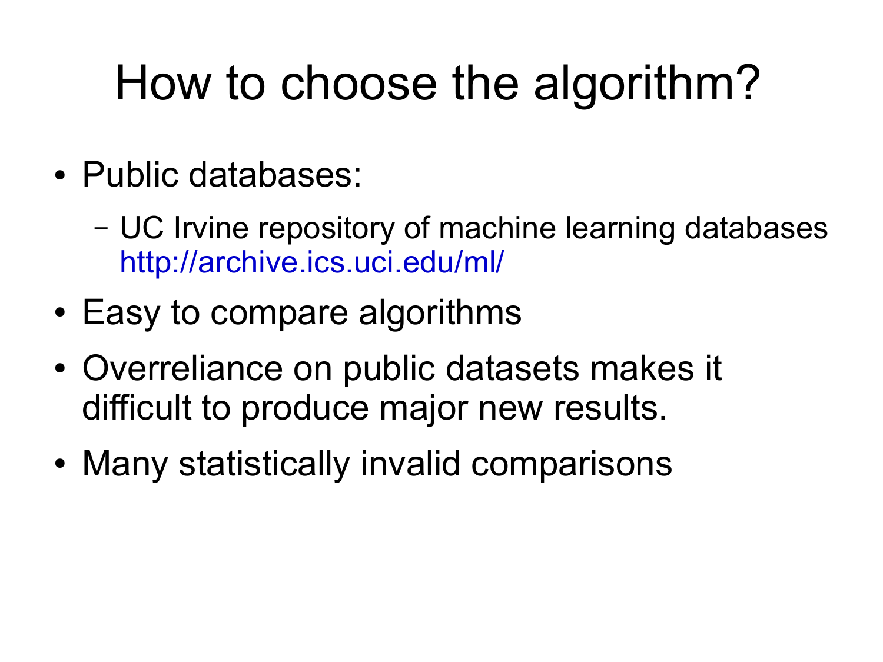# How to choose the algorithm?

- Public databases:
  - UC Irvine repository of machine learning databases http://archive.ics.uci.edu/ml/
- Easy to compare algorithms
- Overreliance on public datasets makes it difficult to produce major new results.
- Many statistically invalid comparisons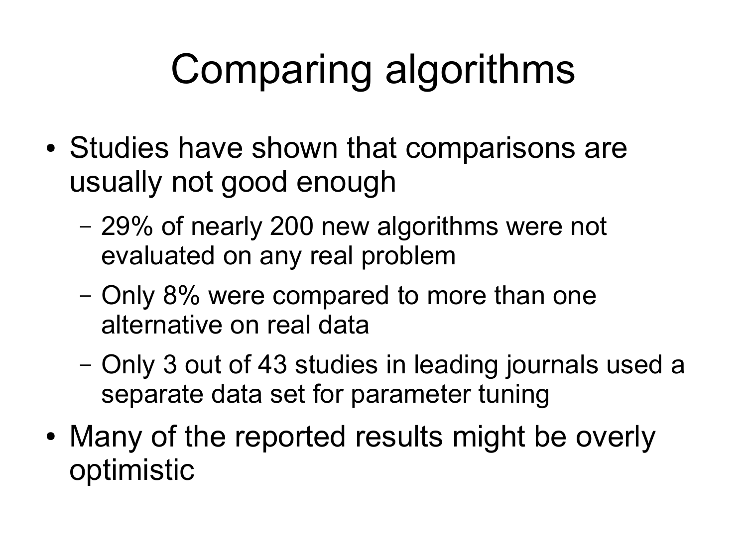# Comparing algorithms

- Studies have shown that comparisons are usually not good enough
  - 29% of nearly 200 new algorithms were not evaluated on any real problem
  - Only 8% were compared to more than one alternative on real data
  - Only 3 out of 43 studies in leading journals used a separate data set for parameter tuning
- Many of the reported results might be overly optimistic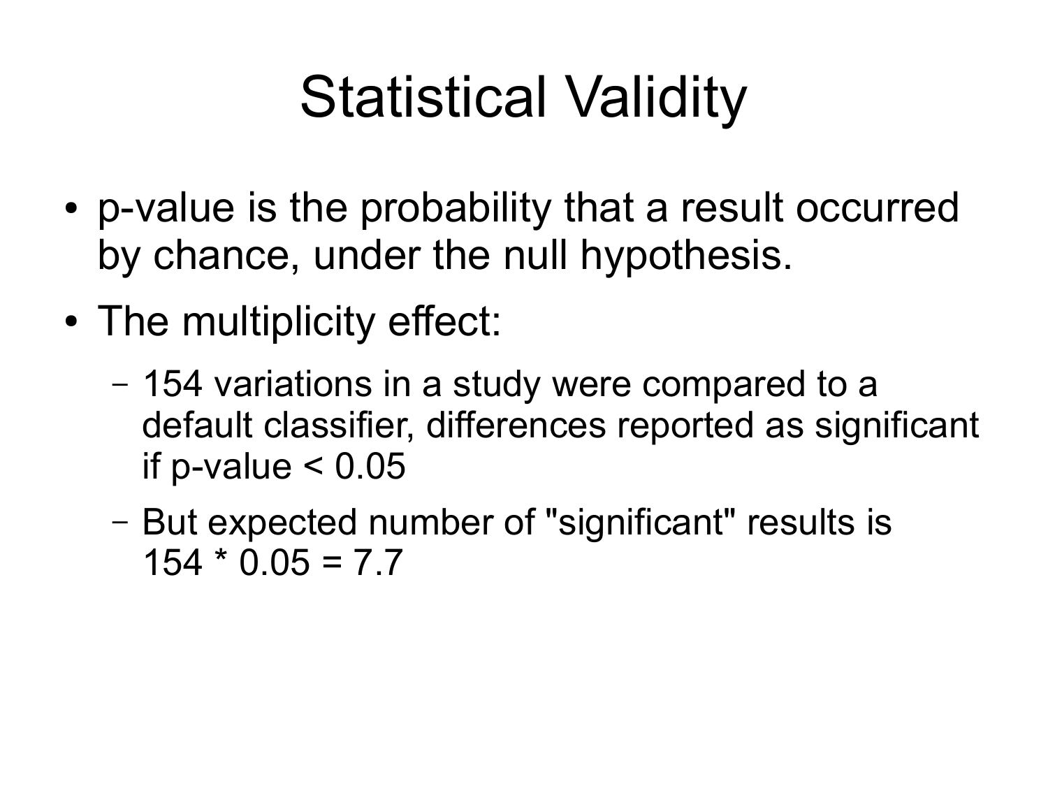# Statistical Validity

- p-value is the probability that a result occurred by chance, under the null hypothesis.
- The multiplicity effect:
  - 154 variations in a study were compared to a default classifier, differences reported as significant if $p\text{-value} < 0.05$
  - But expected number of "significant" results is $154 * 0.05 = 7.7$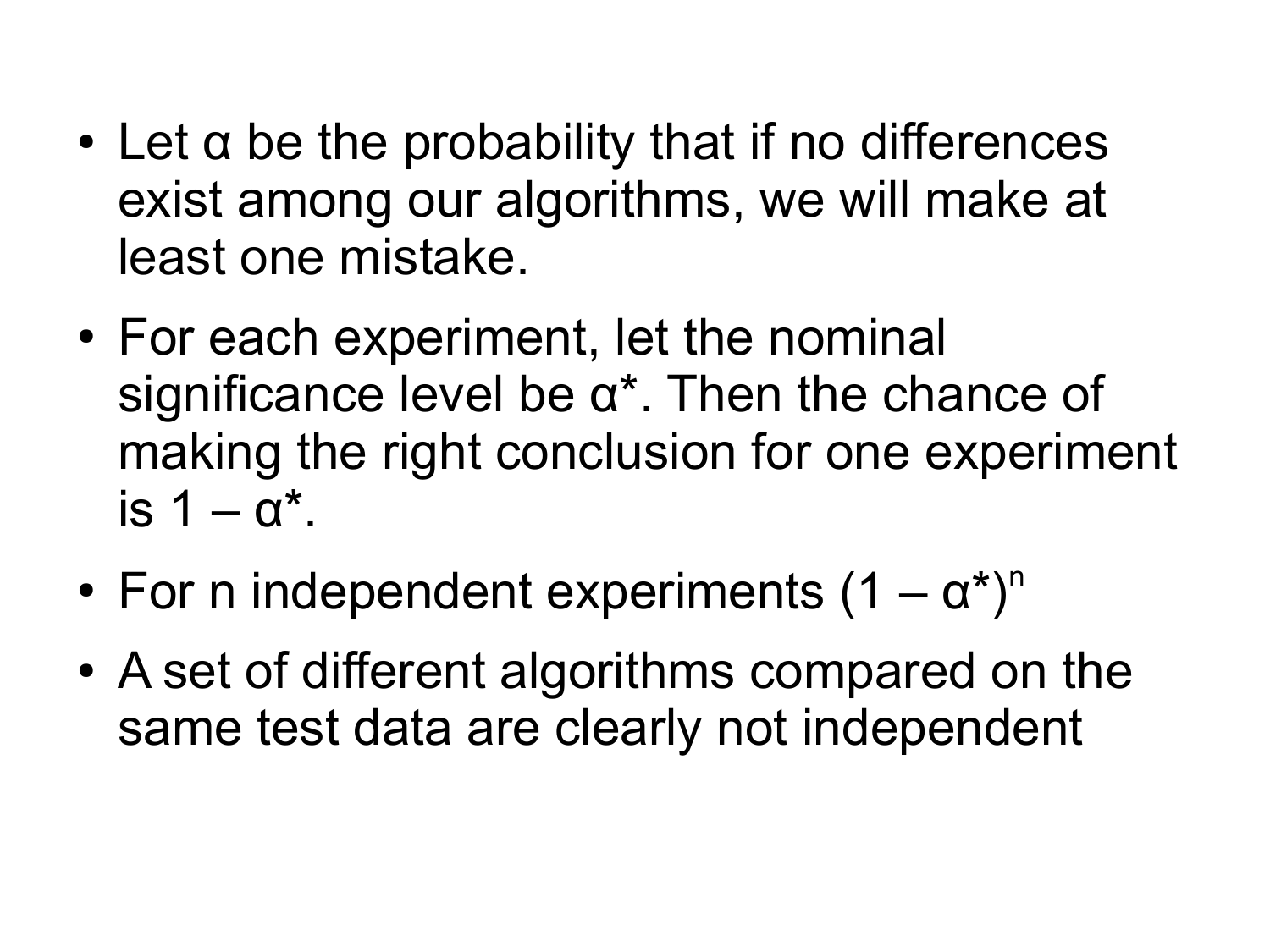- Let $\alpha$ be the probability that if no differences exist among our algorithms, we will make at least one mistake.
- For each experiment, let the nominal significance level be $\alpha^*$. Then the chance of making the right conclusion for one experiment is $1 - \alpha^*$.
- For n independent experiments $(1 - \alpha^*)^n$
- A set of different algorithms compared on the same test data are clearly not independent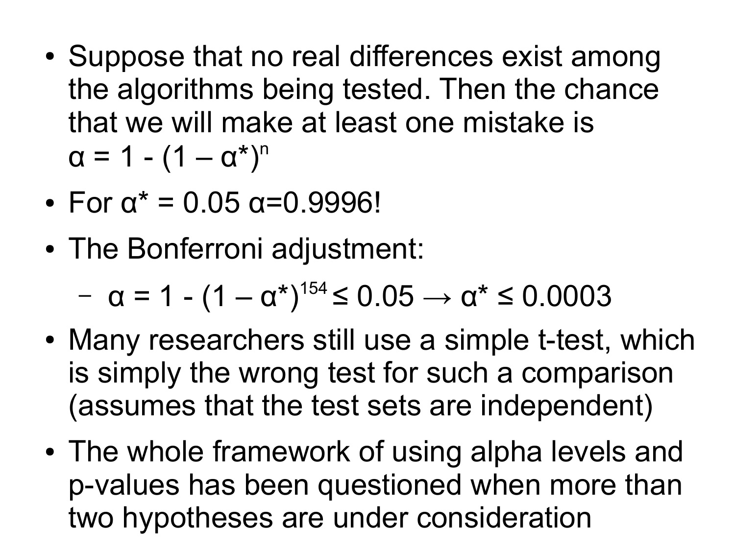- Suppose that no real differences exist among the algorithms being tested. Then the chance that we will make at least one mistake is $\alpha = 1 - (1 - \alpha^*)^n$
- For $\alpha^* = 0.05$ $\alpha = 0.9996$!
- The Bonferroni adjustment:
  - $\alpha = 1 - (1 - \alpha^*)^{154} \leq 0.05 \rightarrow \alpha^* \leq 0.0003$
- Many researchers still use a simple t-test, which is simply the wrong test for such a comparison (assumes that the test sets are independent)
- The whole framework of using alpha levels and p-values has been questioned when more than two hypotheses are under consideration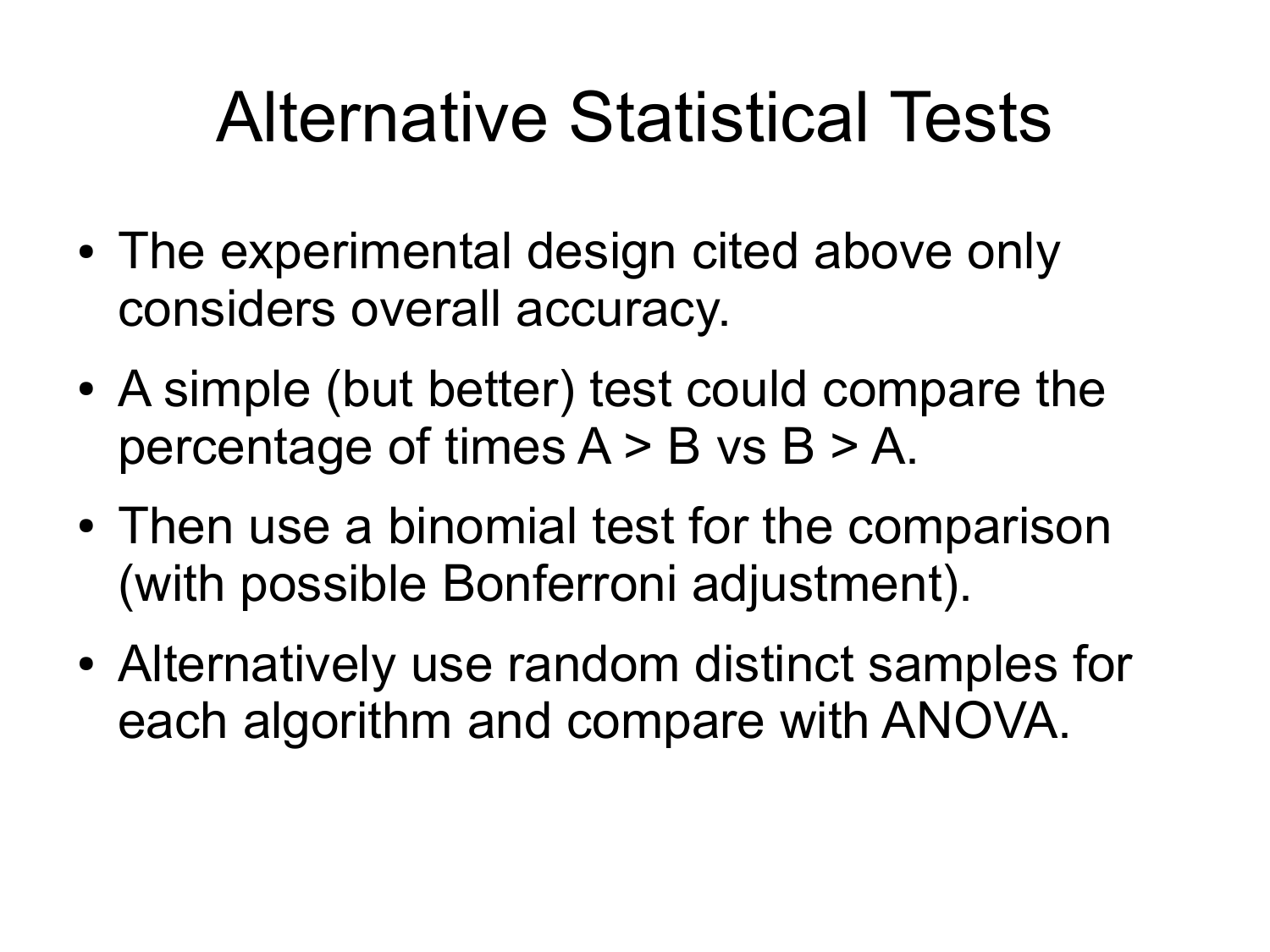# Alternative Statistical Tests

- The experimental design cited above only considers overall accuracy.
- A simple (but better) test could compare the percentage of times A > B vs B > A.
- Then use a binomial test for the comparison (with possible Bonferroni adjustment).
- Alternatively use random distinct samples for each algorithm and compare with ANOVA.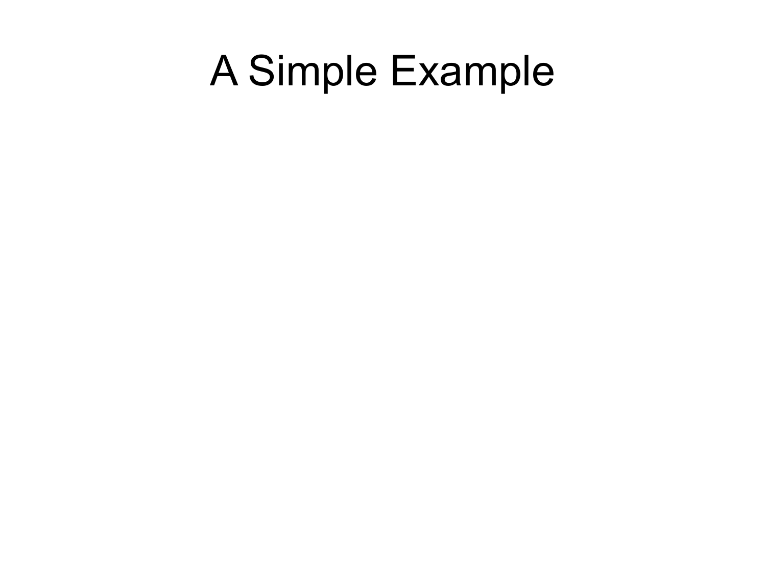# A Simple Example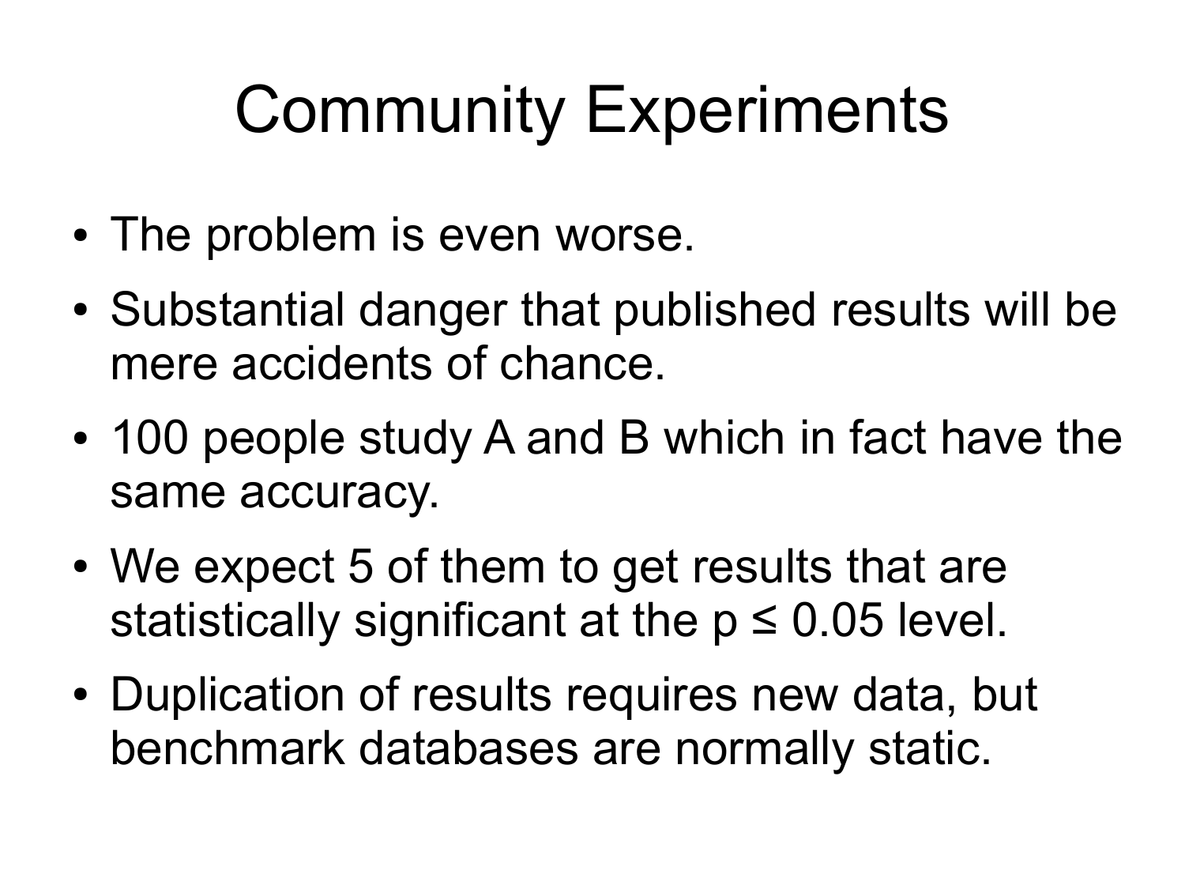# Community Experiments

- The problem is even worse.
- Substantial danger that published results will be mere accidents of chance.
- 100 people study A and B which in fact have the same accuracy.
- We expect 5 of them to get results that are statistically significant at the $p \leq 0.05$ level.
- Duplication of results requires new data, but benchmark databases are normally static.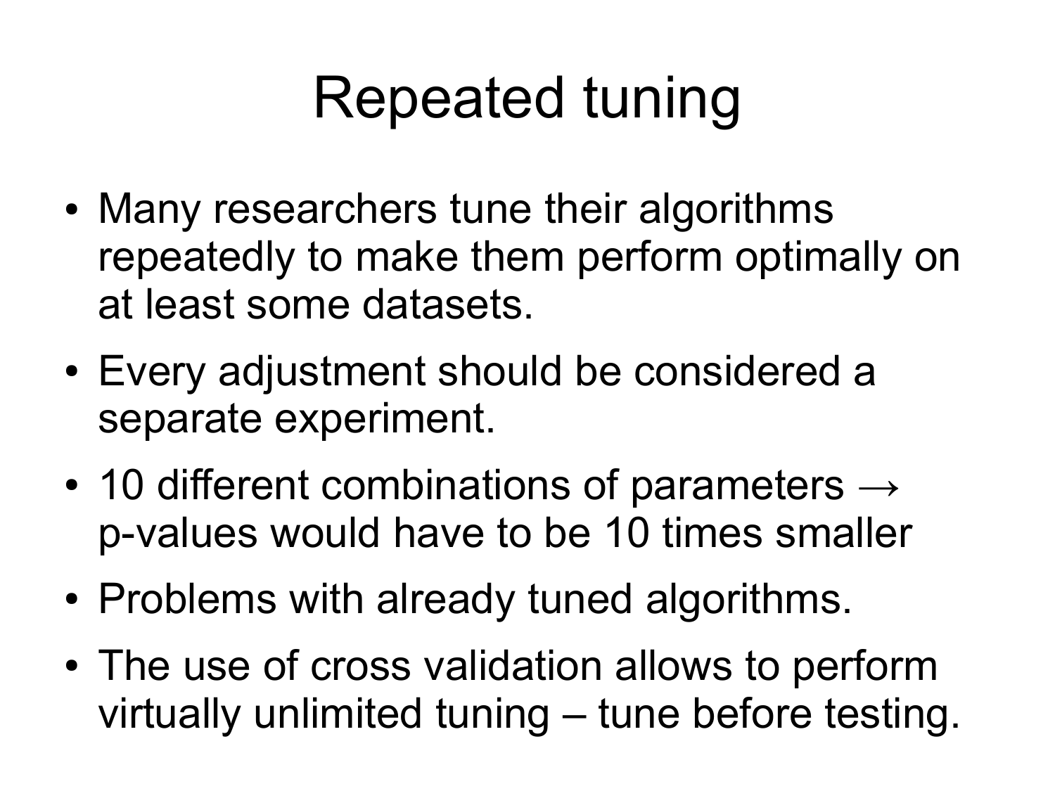# Repeated tuning

- Many researchers tune their algorithms repeatedly to make them perform optimally on at least some datasets.
- Every adjustment should be considered a separate experiment.
- 10 different combinations of parameters → p-values would have to be 10 times smaller
- Problems with already tuned algorithms.
- The use of cross validation allows to perform virtually unlimited tuning – tune before testing.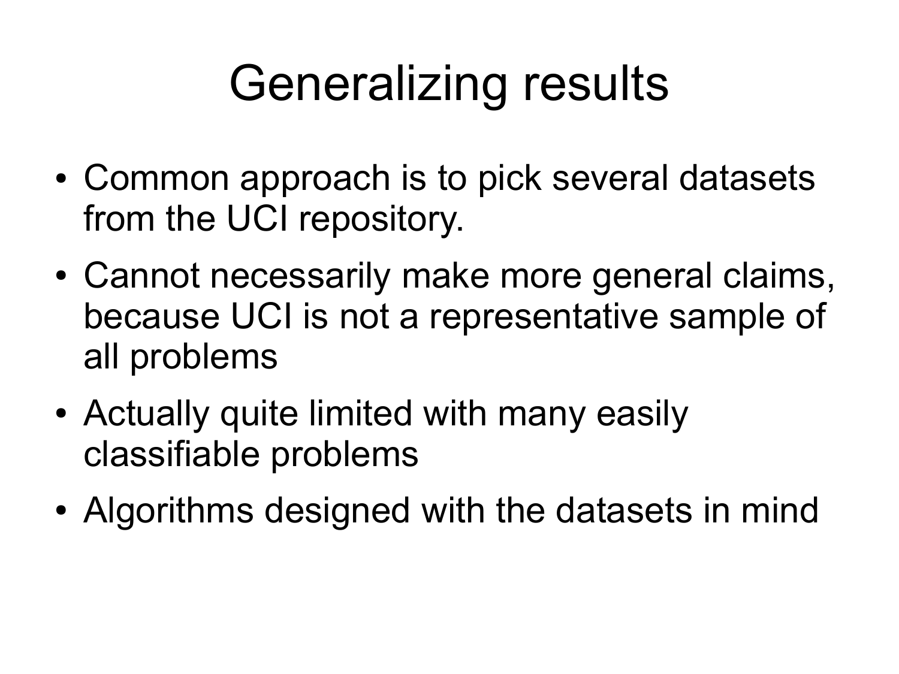# Generalizing results

- Common approach is to pick several datasets from the UCI repository.
- Cannot necessarily make more general claims, because UCI is not a representative sample of all problems
- Actually quite limited with many easily classifiable problems
- Algorithms designed with the datasets in mind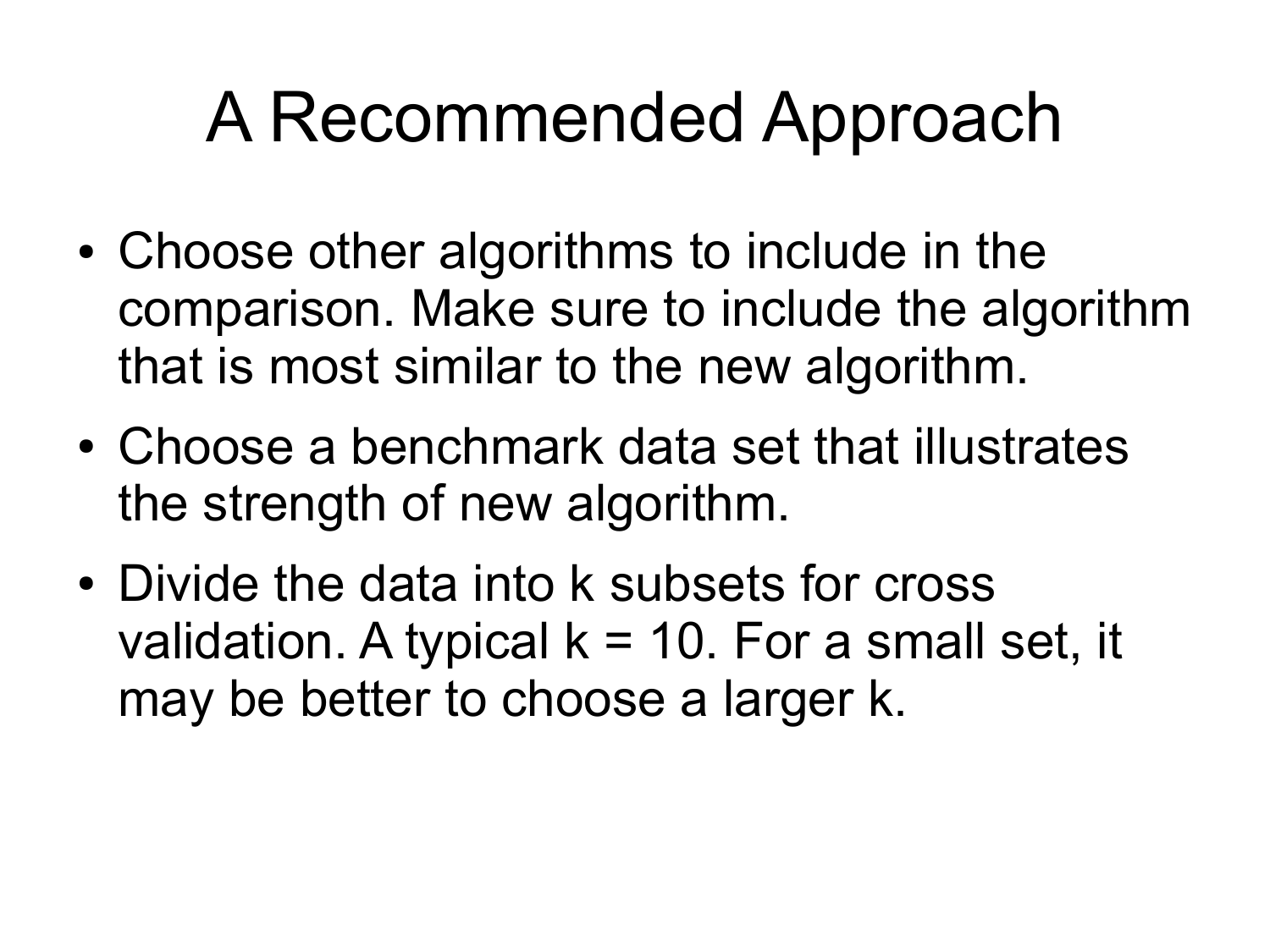# A Recommended Approach

- Choose other algorithms to include in the comparison. Make sure to include the algorithm that is most similar to the new algorithm.
- Choose a benchmark data set that illustrates the strength of new algorithm.
- Divide the data into k subsets for cross validation. A typical k = 10. For a small set, it may be better to choose a larger k.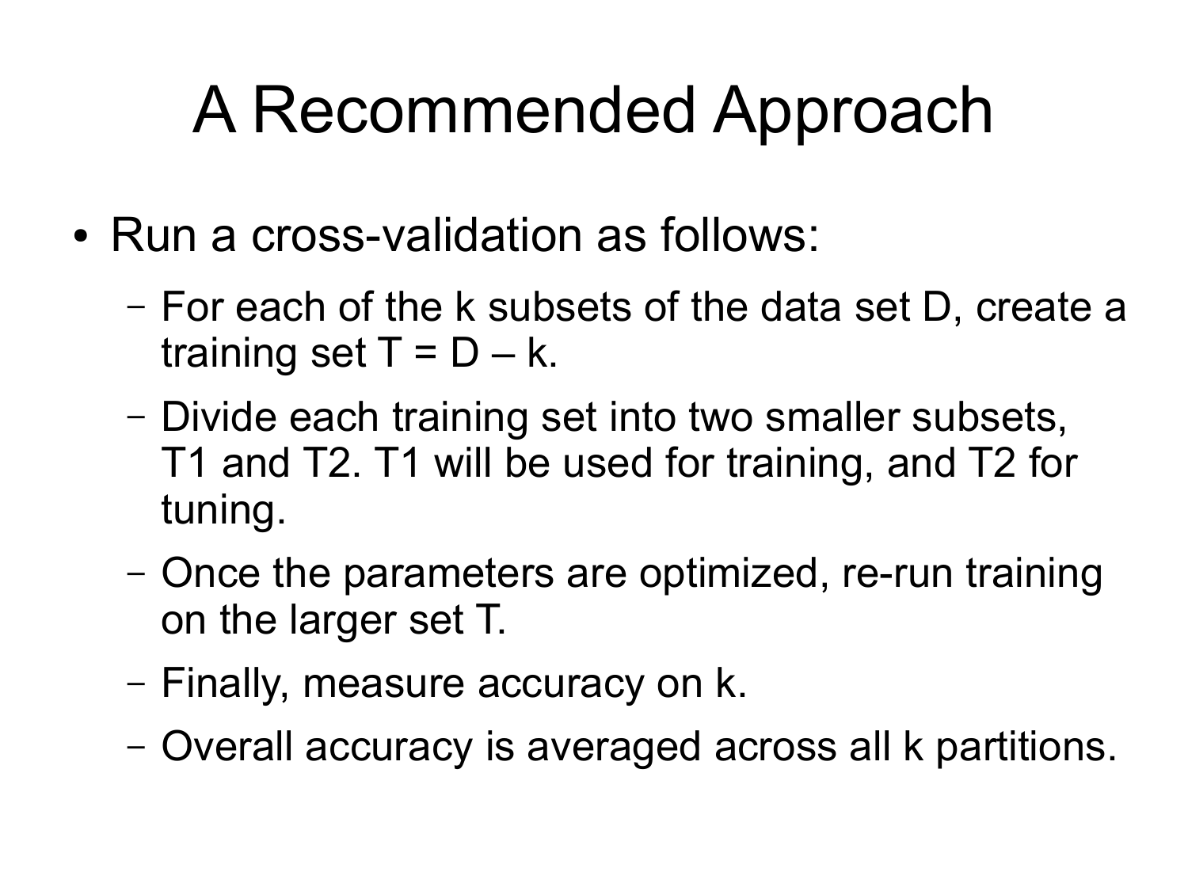# A Recommended Approach

- Run a cross-validation as follows:
  - For each of the k subsets of the data set D, create a training set T = D – k.
  - Divide each training set into two smaller subsets, T1 and T2. T1 will be used for training, and T2 for tuning.
  - Once the parameters are optimized, re-run training on the larger set T.
  - Finally, measure accuracy on k.
  - Overall accuracy is averaged across all k partitions.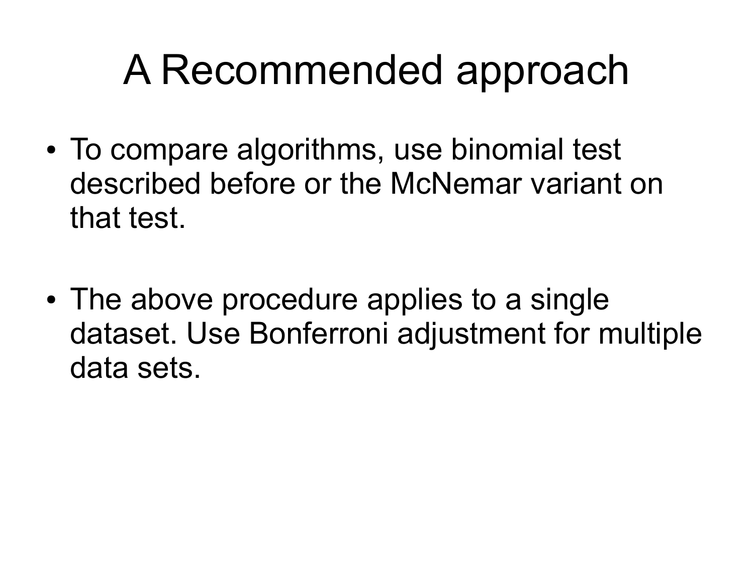# A Recommended approach

- To compare algorithms, use binomial test described before or the McNemar variant on that test.
- The above procedure applies to a single dataset. Use Bonferroni adjustment for multiple data sets.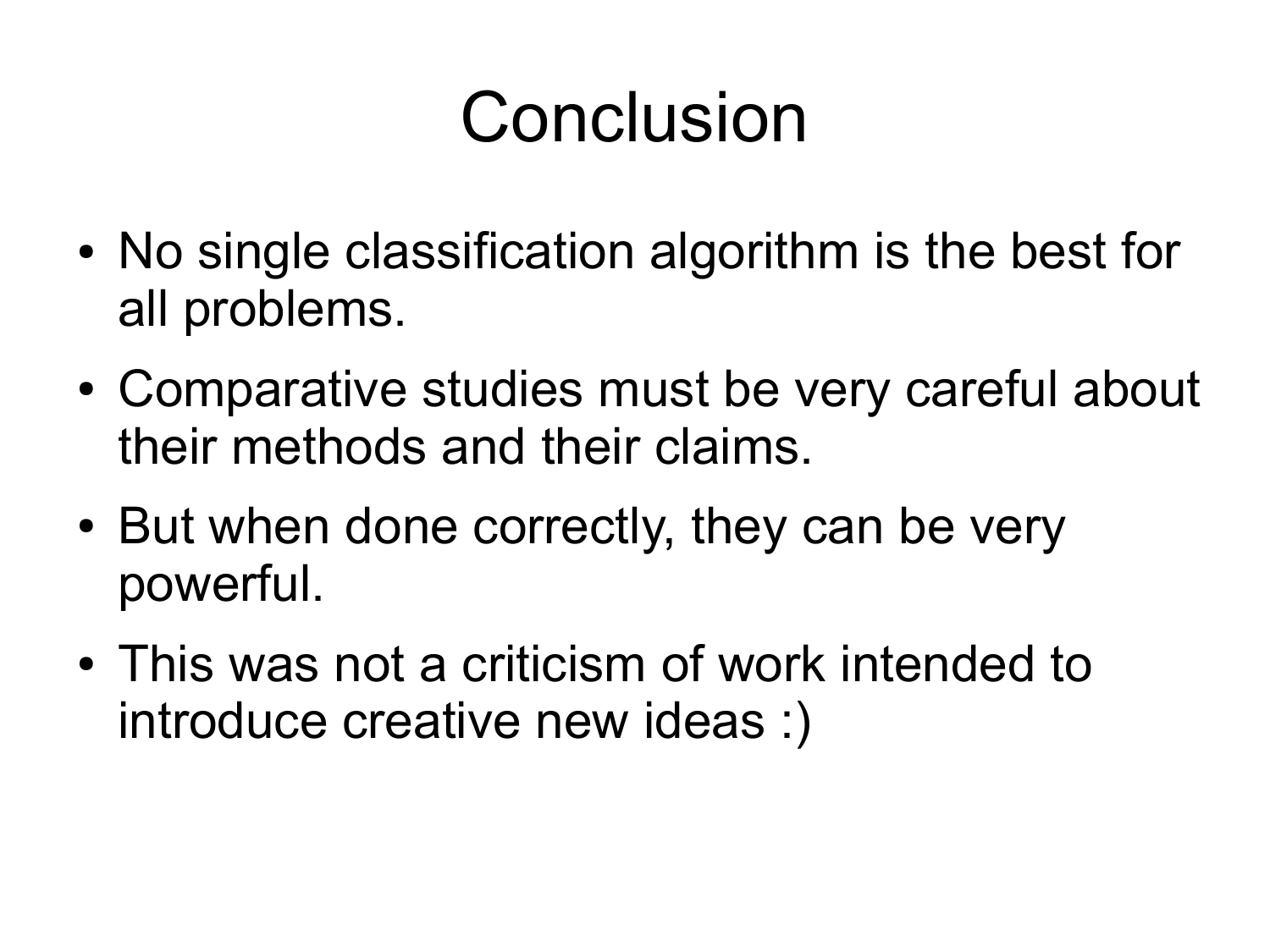# Conclusion

- No single classification algorithm is the best for all problems.
- Comparative studies must be very careful about their methods and their claims.
- But when done correctly, they can be very powerful.
- This was not a criticism of work intended to introduce creative new ideas :)